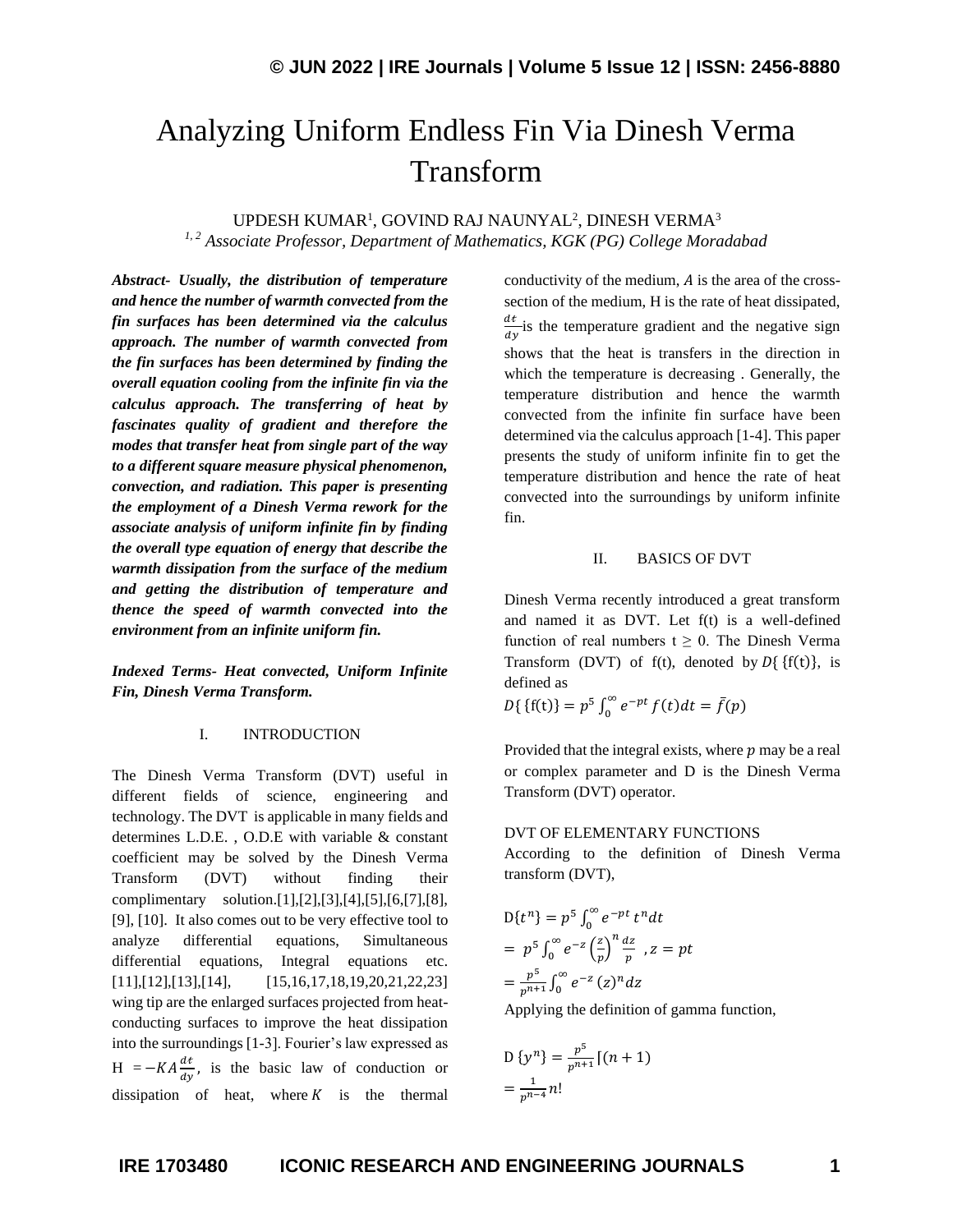# Analyzing Uniform Endless Fin Via Dinesh Verma Transform

UPDESH KUMAR[1], GOVIND RAJ NAUNYAL[2], DINESH VERMA[3]

*[1, 2] Associate Professor, Department of Mathematics, KGK (PG) College Moradabad*

***Abstract-** Usually, the distribution of temperature and hence the number of warmth convected from the fin surfaces has been determined via the calculus approach. The number of warmth convected from the fin surfaces has been determined by finding the overall equation cooling from the infinite fin via the calculus approach. The transferring of heat by fascinates quality of gradient and therefore the modes that transfer heat from single part of the way to a different square measure physical phenomenon, convection, and radiation. This paper is presenting the employment of a Dinesh Verma rework for the associate analysis of uniform infinite fin by finding the overall type equation of energy that describe the warmth dissipation from the surface of the medium and getting the distribution of temperature and thence the speed of warmth convected into the environment from an infinite uniform fin.*

***Indexed Terms-** Heat convected, Uniform Infinite Fin, Dinesh Verma Transform.*

## I. INTRODUCTION

The Dinesh Verma Transform (DVT) useful in different fields of science, engineering and technology. The DVT is applicable in many fields and determines L.D.E. , O.D.E with variable & constant coefficient may be solved by the Dinesh Verma Transform (DVT) without finding their complimentary solution.[1],[2],[3],[4],[5],[6],[7],[8], [9], [10]. It also comes out to be very effective tool to analyze differential equations, Simultaneous differential equations, Integral equations etc. [11],[12],[13],[14], [15,16,17,18,19,20,21,22,23] wing tip are the enlarged surfaces projected from heat-conducting surfaces to improve the heat dissipation into the surroundings [1-3]. Fourier's law expressed as $H = -KA\frac{dt}{dy}$, is the basic law of conduction or dissipation of heat, where $K$ is the thermal conductivity of the medium, $A$ is the area of the cross-section of the medium, H is the rate of heat dissipated, $\frac{dt}{dy}$ is the temperature gradient and the negative sign shows that the heat is transfers in the direction in which the temperature is decreasing . Generally, the temperature distribution and hence the warmth convected from the infinite fin surface have been determined via the calculus approach [1-4]. This paper presents the study of uniform infinite fin to get the temperature distribution and hence the rate of heat convected into the surroundings by uniform infinite fin.

## II. BASICS OF DVT

Dinesh Verma recently introduced a great transform and named it as DVT. Let f(t) is a well-defined function of real numbers t ≥ 0. The Dinesh Verma Transform (DVT) of f(t), denoted by $D\{\{f(t)\}$, is defined as

$$D\{\{f(t)\} = p^5\int_0^\infty e^{-pt} f(t)dt = \bar{f}(p)$$

Provided that the integral exists, where $p$ may be a real or complex parameter and D is the Dinesh Verma Transform (DVT) operator.

### DVT OF ELEMENTARY FUNCTIONS

According to the definition of Dinesh Verma transform (DVT),

$$D\{t^n\} = p^5\int_0^\infty e^{-pt}\, t^n dt$$

$$= p^5\int_0^\infty e^{-z}\left(\frac{z}{p}\right)^n \frac{dz}{p} \quad ,z = pt$$

$$= \frac{p^5}{p^{n+1}}\int_0^\infty e^{-z}\,(z)^n dz$$

Applying the definition of gamma function,

$$D\{y^n\} = \frac{p^5}{p^{n+1}}\Gamma(n+1)$$

$$= \frac{1}{p^{n-4}}n!$$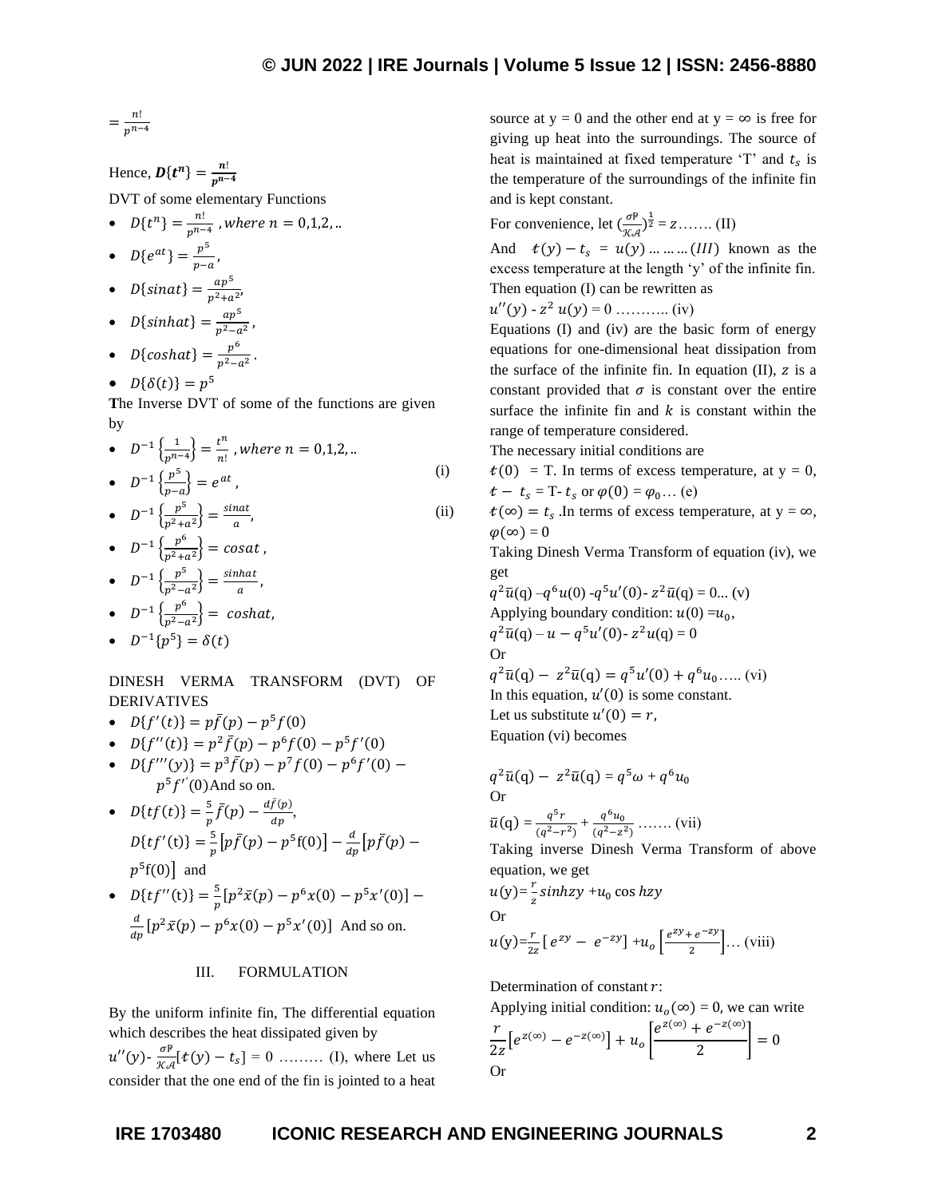$= \frac{n!}{p^{n-4}}$

Hence, $\boldsymbol{D}\{t^n\} = \frac{\boldsymbol{n}!}{\boldsymbol{p}^{\boldsymbol{n-4}}}$

DVT of some elementary Functions

- $D\{t^n\} = \frac{n!}{p^{n-4}}$ , $where\ n = 0,1,2,..$
- $D\{e^{at}\} = \frac{p^5}{p-a}$,
- $D\{sinat\} = \frac{ap^5}{p^2+a^2}$,
- $D\{sinhat\} = \frac{ap^5}{p^2-a^2}$ ,
- $D\{coshat\} = \frac{p^6}{p^2-a^2}$ .
- $D\{\delta(t)\} = p^5$

The Inverse DVT of some of the functions are given by

- $D^{-1}\left\{\frac{1}{p^{n-4}}\right\} = \frac{t^n}{n!}$ , $where\ n = 0,1,2,..$
- $D^{-1}\left\{\frac{p^5}{p-a}\right\} = e^{at}$ , (i)
- $D^{-1}\left\{\frac{p^5}{p^2+a^2}\right\} = \frac{sinat}{a}$, (ii)
- $D^{-1}\left\{\frac{p^6}{p^2+a^2}\right\} = cosat$ ,
- $D^{-1}\left\{\frac{p^5}{p^2-a^2}\right\} = \frac{sinhat}{a}$ ,
- $D^{-1}\left\{\frac{p^6}{p^2-a^2}\right\} = \ coshat$,
- $D^{-1}\{p^5\} = \delta(t)$

DINESH VERMA TRANSFORM (DVT) OF DERIVATIVES

- $D\{f'(t)\} = p\bar{f}(p) - p^5 f(0)$
- $D\{f''(t)\} = p^2\bar{f}(p) - p^6 f(0) - p^5 f'(0)$
- $D\{f'''(y)\} = p^3\bar{f}(p) - p^7 f(0) - p^6 f'(0) - p^5 f''(0)$ And so on.
- $D\{tf(t)\} = \frac{5}{p}\bar{f}(p) - \frac{d\bar{f}(p)}{dp}$,
  $D\{tf'(t)\} = \frac{5}{p}\left[p\bar{f}(p) - p^5 f(0)\right] - \frac{d}{dp}\left[p\bar{f}(p) - p^5 f(0)\right]$ and
- $D\{tf''(t)\} = \frac{5}{p}\left[p^2\bar{x}(p) - p^6 x(0) - p^5 x'(0)\right] - \frac{d}{dp}\left[p^2\bar{x}(p) - p^6 x(0) - p^5 x'(0)\right]$ And so on.

## III. FORMULATION

By the uniform infinite fin, The differential equation which describes the heat dissipated given by

$u''(y) - \frac{\sigma P}{\mathcal{KA}}[t(y) - t_s] = 0$ ……… (I), where Let us consider that the one end of the fin is jointed to a heat source at y = 0 and the other end at y = ∞ is free for giving up heat into the surroundings. The source of heat is maintained at fixed temperature 'T' and $t_s$ is the temperature of the surroundings of the infinite fin and is kept constant.

For convenience, let $\left(\frac{\sigma P}{\mathcal{KA}}\right)^{\frac{1}{2}} = z$……. (II)

And $t(y) - t_s = u(y) \ldots\ldots\ldots (III)$ known as the excess temperature at the length 'y' of the infinite fin. Then equation (I) can be rewritten as

$u''(y) - z^2\, u(y) = 0$ ……….. (iv)

Equations (I) and (iv) are the basic form of energy equations for one-dimensional heat dissipation from the surface of the infinite fin. In equation (II), $z$ is a constant provided that $\sigma$ is constant over the entire surface the infinite fin and $k$ is constant within the range of temperature considered.

The necessary initial conditions are

$t(0)$ = T. In terms of excess temperature, at y = 0, $t - t_s$ = T- $t_s$ or $\varphi(0) = \varphi_0$… (e)

$t(\infty) = t_s$ .In terms of excess temperature, at y = ∞, $\varphi(\infty) = 0$

Taking Dinesh Verma Transform of equation (iv), we get

$q^2\bar{u}(q) - q^6 u(0) - q^5 u'(0) - z^2\bar{u}(q) = 0$... (v)

Applying boundary condition: $u(0) = u_0$,

$q^2\bar{u}(q) - u - q^5 u'(0) - z^2 u(q) = 0$

Or

$q^2\bar{u}(q) - z^2\bar{u}(q) = q^5 u'(0) + q^6 u_0$….. (vi)

In this equation, $u'(0)$ is some constant.

Let us substitute $u'(0) = r$,

Equation (vi) becomes

$q^2\bar{u}(q) - z^2\bar{u}(q) = q^5\omega + q^6 u_0$

Or

$\bar{u}(q) = \frac{q^5 r}{(q^2-r^2)} + \frac{q^6 u_0}{(q^2-z^2)}$ ……. (vii)

Taking inverse Dinesh Verma Transform of above equation, we get

$u(y) = \frac{r}{z} sinhzy + u_0 \cos hzy$

Or

$u(y) = \frac{r}{2z}\left[e^{zy} - e^{-zy}\right] + u_o\left[\frac{e^{zy} + e^{-zy}}{2}\right]$… (viii)

Determination of constant $r$:

Applying initial condition: $u_o(\infty) = 0$, we can write

$$\frac{r}{2z}\left[e^{z(\infty)} - e^{-z(\infty)}\right] + u_o\left[\frac{e^{z(\infty)} + e^{-z(\infty)}}{2}\right] = 0$$

Or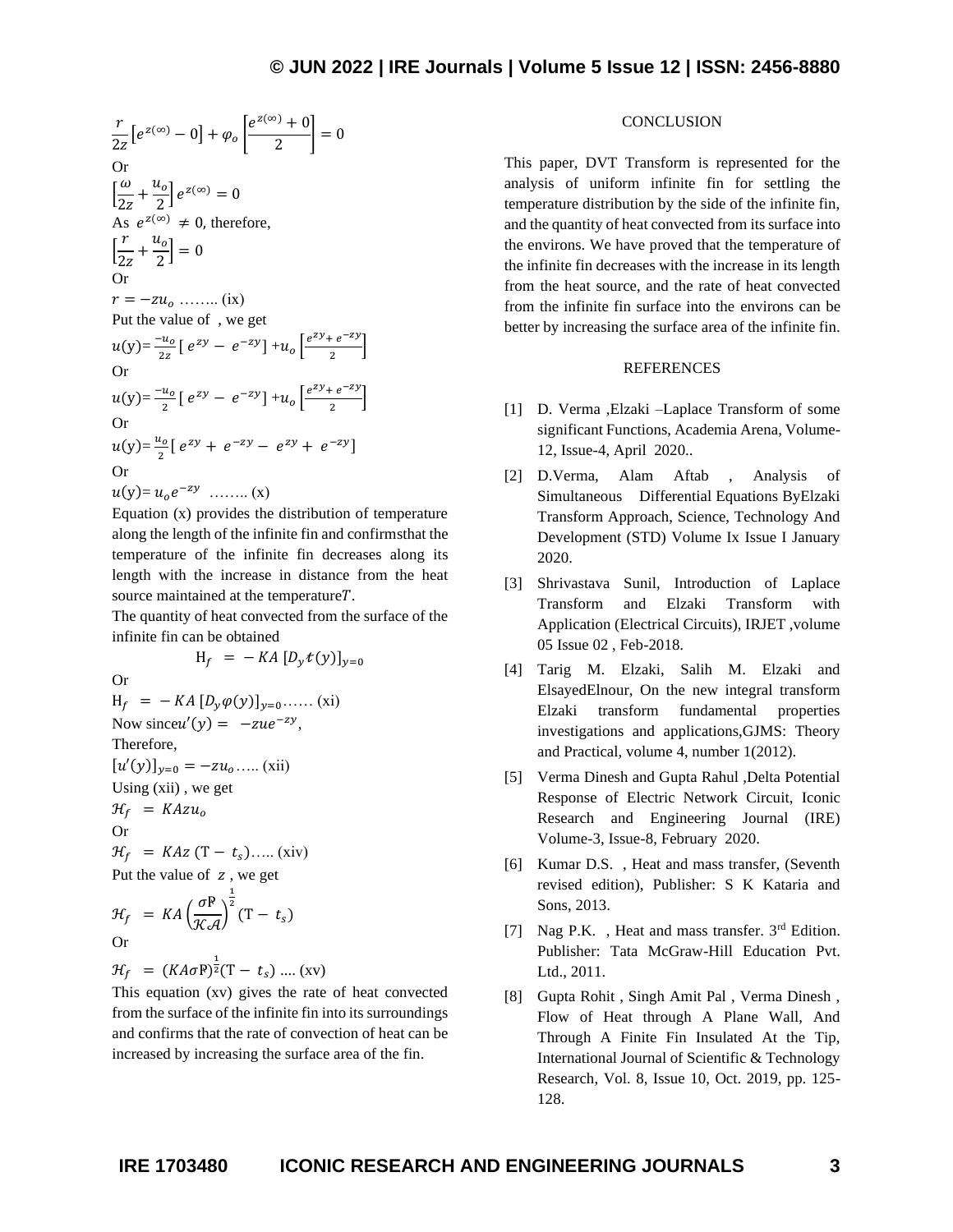$$\frac{r}{2z}\left[e^{z(\infty)} - 0\right] + \varphi_o\left[\frac{e^{z(\infty)} + 0}{2}\right] = 0$$

Or

$$\left[\frac{\omega}{2z} + \frac{u_o}{2}\right]e^{z(\infty)} = 0$$

As $e^{z(\infty)} \neq 0$, therefore,

$$\left[\frac{r}{2z} + \frac{u_o}{2}\right] = 0$$

Or

$r = -zu_o$ …….. (ix)

Put the value of , we get

$$u(\mathrm{y}) = \frac{-u_o}{2z}\left[e^{zy} - e^{-zy}\right] + u_o\left[\frac{e^{zy} + e^{-zy}}{2}\right]$$

Or

$$u(\mathrm{y}) = \frac{-u_o}{2}\left[e^{zy} - e^{-zy}\right] + u_o\left[\frac{e^{zy} + e^{-zy}}{2}\right]$$

Or

$$u(\mathrm{y}) = \frac{u_o}{2}\left[e^{zy} + e^{-zy} - e^{zy} + e^{-zy}\right]$$

Or

$u(\mathrm{y}) = u_o e^{-zy}$ …….. (x)

Equation (x) provides the distribution of temperature along the length of the infinite fin and confirmsthat the temperature of the infinite fin decreases along its length with the increase in distance from the heat source maintained at the temperature$T$.

The quantity of heat convected from the surface of the infinite fin can be obtained

$$\mathrm{H}_f = -KA\left[D_y t(y)\right]_{y=0}$$

Or

$\mathrm{H}_f = -KA\left[D_y \varphi(y)\right]_{y=0}$…… (xi)

Now since$u'(y) = -zue^{-zy}$,

Therefore,

$[u'(y)]_{y=0} = -zu_o$….. (xii)

Using (xii) , we get

$\mathcal{H}_f = KAzu_o$

Or

$\mathcal{H}_f = KAz\,(\mathrm{T} - t_s)$….. (xiv)

Put the value of $z$ , we get

$$\mathcal{H}_f = KA\left(\frac{\sigma \mathrm{P}}{\mathcal{K}\mathcal{A}}\right)^{\frac{1}{2}}(\mathrm{T} - t_s)$$

Or

$\mathcal{H}_f = (KA\sigma \mathrm{P})^{\frac{1}{2}}(\mathrm{T} - t_s)$ .... (xv)

This equation (xv) gives the rate of heat convected from the surface of the infinite fin into its surroundings and confirms that the rate of convection of heat can be increased by increasing the surface area of the fin.

## CONCLUSION

This paper, DVT Transform is represented for the analysis of uniform infinite fin for settling the temperature distribution by the side of the infinite fin, and the quantity of heat convected from its surface into the environs. We have proved that the temperature of the infinite fin decreases with the increase in its length from the heat source, and the rate of heat convected from the infinite fin surface into the environs can be better by increasing the surface area of the infinite fin.

## REFERENCES

[1] D. Verma ,Elzaki –Laplace Transform of some significant Functions, Academia Arena, Volume-12, Issue-4, April 2020..

[2] D.Verma, Alam Aftab , Analysis of Simultaneous Differential Equations ByElzaki Transform Approach, Science, Technology And Development (STD) Volume Ix Issue I January 2020.

[3] Shrivastava Sunil, Introduction of Laplace Transform and Elzaki Transform with Application (Electrical Circuits), IRJET ,volume 05 Issue 02 , Feb-2018.

[4] Tarig M. Elzaki, Salih M. Elzaki and ElsayedElnour, On the new integral transform Elzaki transform fundamental properties investigations and applications,GJMS: Theory and Practical, volume 4, number 1(2012).

[5] Verma Dinesh and Gupta Rahul ,Delta Potential Response of Electric Network Circuit, Iconic Research and Engineering Journal (IRE) Volume-3, Issue-8, February 2020.

[6] Kumar D.S. , Heat and mass transfer, (Seventh revised edition), Publisher: S K Kataria and Sons, 2013.

[7] Nag P.K. , Heat and mass transfer. 3rd Edition. Publisher: Tata McGraw-Hill Education Pvt. Ltd., 2011.

[8] Gupta Rohit , Singh Amit Pal , Verma Dinesh , Flow of Heat through A Plane Wall, And Through A Finite Fin Insulated At the Tip, International Journal of Scientific & Technology Research, Vol. 8, Issue 10, Oct. 2019, pp. 125-128.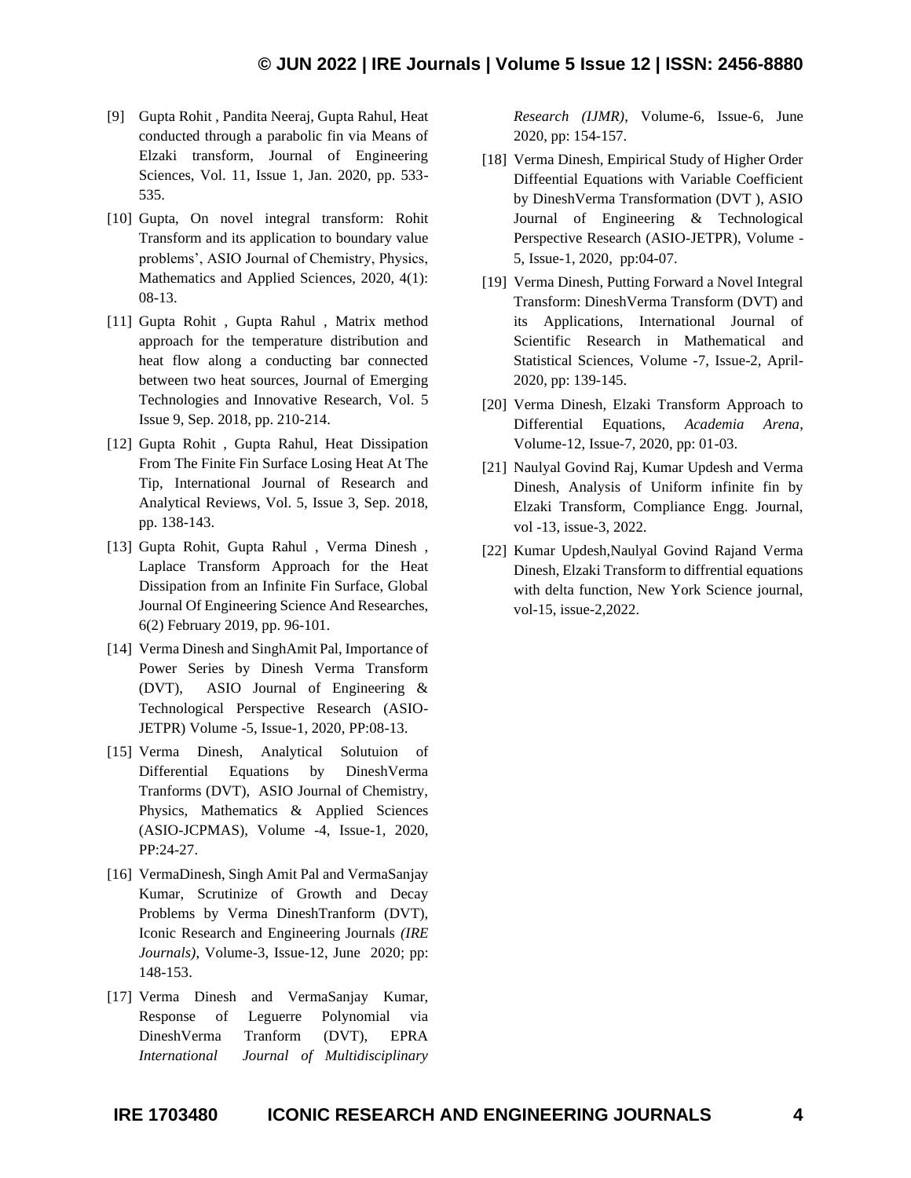[9] Gupta Rohit , Pandita Neeraj, Gupta Rahul, Heat conducted through a parabolic fin via Means of Elzaki transform, Journal of Engineering Sciences, Vol. 11, Issue 1, Jan. 2020, pp. 533-535.

[10] Gupta, On novel integral transform: Rohit Transform and its application to boundary value problems', ASIO Journal of Chemistry, Physics, Mathematics and Applied Sciences, 2020, 4(1): 08-13.

[11] Gupta Rohit , Gupta Rahul , Matrix method approach for the temperature distribution and heat flow along a conducting bar connected between two heat sources, Journal of Emerging Technologies and Innovative Research, Vol. 5 Issue 9, Sep. 2018, pp. 210-214.

[12] Gupta Rohit , Gupta Rahul, Heat Dissipation From The Finite Fin Surface Losing Heat At The Tip, International Journal of Research and Analytical Reviews, Vol. 5, Issue 3, Sep. 2018, pp. 138-143.

[13] Gupta Rohit, Gupta Rahul , Verma Dinesh , Laplace Transform Approach for the Heat Dissipation from an Infinite Fin Surface, Global Journal Of Engineering Science And Researches, 6(2) February 2019, pp. 96-101.

[14] Verma Dinesh and SinghAmit Pal, Importance of Power Series by Dinesh Verma Transform (DVT), ASIO Journal of Engineering & Technological Perspective Research (ASIO-JETPR) Volume -5, Issue-1, 2020, PP:08-13.

[15] Verma Dinesh, Analytical Solutuion of Differential Equations by DineshVerma Tranforms (DVT), ASIO Journal of Chemistry, Physics, Mathematics & Applied Sciences (ASIO-JCPMAS), Volume -4, Issue-1, 2020, PP:24-27.

[16] VermaDinesh, Singh Amit Pal and VermaSanjay Kumar, Scrutinize of Growth and Decay Problems by Verma DineshTranform (DVT), Iconic Research and Engineering Journals *(IRE Journals)*, Volume-3, Issue-12, June 2020; pp: 148-153.

[17] Verma Dinesh and VermaSanjay Kumar, Response of Leguerre Polynomial via DineshVerma Tranform (DVT), EPRA *International Journal of Multidisciplinary Research (IJMR)*, Volume-6, Issue-6, June 2020, pp: 154-157.

[18] Verma Dinesh, Empirical Study of Higher Order Diffeential Equations with Variable Coefficient by DineshVerma Transformation (DVT ), ASIO Journal of Engineering & Technological Perspective Research (ASIO-JETPR), Volume -5, Issue-1, 2020, pp:04-07.

[19] Verma Dinesh, Putting Forward a Novel Integral Transform: DineshVerma Transform (DVT) and its Applications, International Journal of Scientific Research in Mathematical and Statistical Sciences, Volume -7, Issue-2, April-2020, pp: 139-145.

[20] Verma Dinesh, Elzaki Transform Approach to Differential Equations, *Academia Arena*, Volume-12, Issue-7, 2020, pp: 01-03.

[21] Naulyal Govind Raj, Kumar Updesh and Verma Dinesh, Analysis of Uniform infinite fin by Elzaki Transform, Compliance Engg. Journal, vol -13, issue-3, 2022.

[22] Kumar Updesh,Naulyal Govind Rajand Verma Dinesh, Elzaki Transform to diffrential equations with delta function, New York Science journal, vol-15, issue-2,2022.